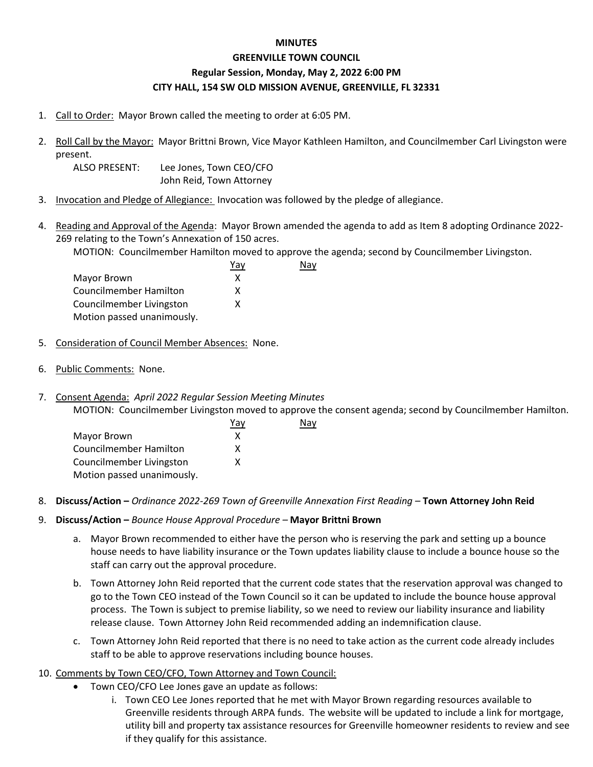**MINUTES**

**GREENVILLE TOWN COUNCIL**

**Regular Session, Monday, May 2, 2022 6:00 PM**

**CITY HALL, 154 SW OLD MISSION AVENUE, GREENVILLE, FL 32331**

1. Call to Order: Mayor Brown called the meeting to order at 6:05 PM.

2. Roll Call by the Mayor: Mayor Brittni Brown, Vice Mayor Kathleen Hamilton, and Councilmember Carl Livingston were present.

   ALSO PRESENT: Lee Jones, Town CEO/CFO
   John Reid, Town Attorney

3. Invocation and Pledge of Allegiance: Invocation was followed by the pledge of allegiance.

4. Reading and Approval of the Agenda: Mayor Brown amended the agenda to add as Item 8 adopting Ordinance 2022-269 relating to the Town's Annexation of 150 acres.

   MOTION: Councilmember Hamilton moved to approve the agenda; second by Councilmember Livingston.

   | | Yay | Nay |
   |---|---|---|
   | Mayor Brown | X | |
   | Councilmember Hamilton | X | |
   | Councilmember Livingston | X | |

   Motion passed unanimously.

5. Consideration of Council Member Absences: None.

6. Public Comments: None.

7. Consent Agenda: *April 2022 Regular Session Meeting Minutes*

   MOTION: Councilmember Livingston moved to approve the consent agenda; second by Councilmember Hamilton.

   | | Yay | Nay |
   |---|---|---|
   | Mayor Brown | X | |
   | Councilmember Hamilton | X | |
   | Councilmember Livingston | X | |

   Motion passed unanimously.

8. **Discuss/Action –** *Ordinance 2022-269 Town of Greenville Annexation First Reading* – **Town Attorney John Reid**

9. **Discuss/Action –** *Bounce House Approval Procedure* – **Mayor Brittni Brown**

   a. Mayor Brown recommended to either have the person who is reserving the park and setting up a bounce house needs to have liability insurance or the Town updates liability clause to include a bounce house so the staff can carry out the approval procedure.

   b. Town Attorney John Reid reported that the current code states that the reservation approval was changed to go to the Town CEO instead of the Town Council so it can be updated to include the bounce house approval process. The Town is subject to premise liability, so we need to review our liability insurance and liability release clause. Town Attorney John Reid recommended adding an indemnification clause.

   c. Town Attorney John Reid reported that there is no need to take action as the current code already includes staff to be able to approve reservations including bounce houses.

10. Comments by Town CEO/CFO, Town Attorney and Town Council:

   - Town CEO/CFO Lee Jones gave an update as follows:
     i. Town CEO Lee Jones reported that he met with Mayor Brown regarding resources available to Greenville residents through ARPA funds. The website will be updated to include a link for mortgage, utility bill and property tax assistance resources for Greenville homeowner residents to review and see if they qualify for this assistance.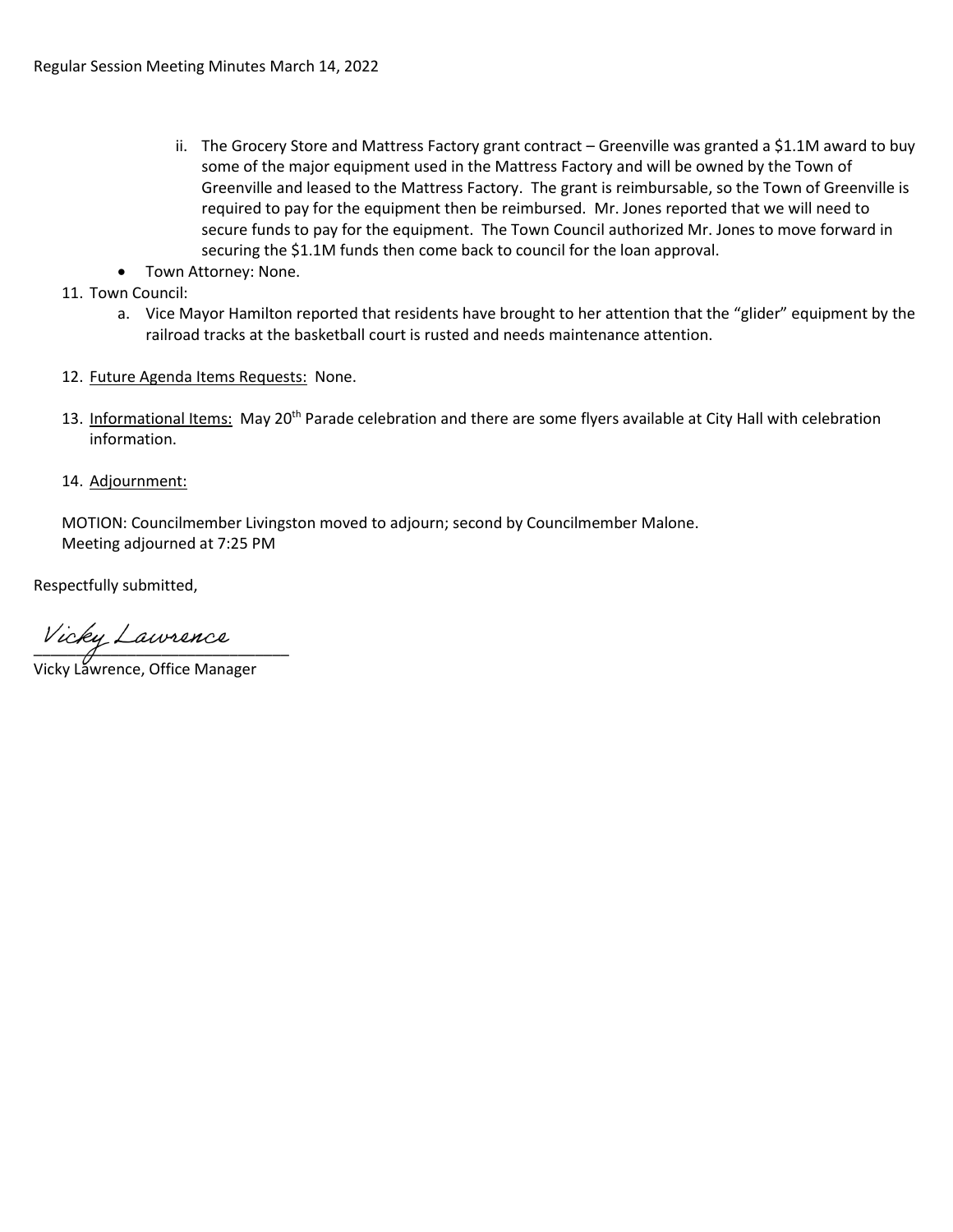ii. The Grocery Store and Mattress Factory grant contract – Greenville was granted a $1.1M award to buy some of the major equipment used in the Mattress Factory and will be owned by the Town of Greenville and leased to the Mattress Factory. The grant is reimbursable, so the Town of Greenville is required to pay for the equipment then be reimbursed. Mr. Jones reported that we will need to secure funds to pay for the equipment. The Town Council authorized Mr. Jones to move forward in securing the $1.1M funds then come back to council for the loan approval.

- Town Attorney: None.

11. Town Council:
    a. Vice Mayor Hamilton reported that residents have brought to her attention that the "glider" equipment by the railroad tracks at the basketball court is rusted and needs maintenance attention.

12. Future Agenda Items Requests: None.

13. Informational Items: May 20th Parade celebration and there are some flyers available at City Hall with celebration information.

14. Adjournment:

MOTION: Councilmember Livingston moved to adjourn; second by Councilmember Malone.
Meeting adjourned at 7:25 PM

Respectfully submitted,

Vicky Lawrence
___________________________
Vicky Lawrence, Office Manager